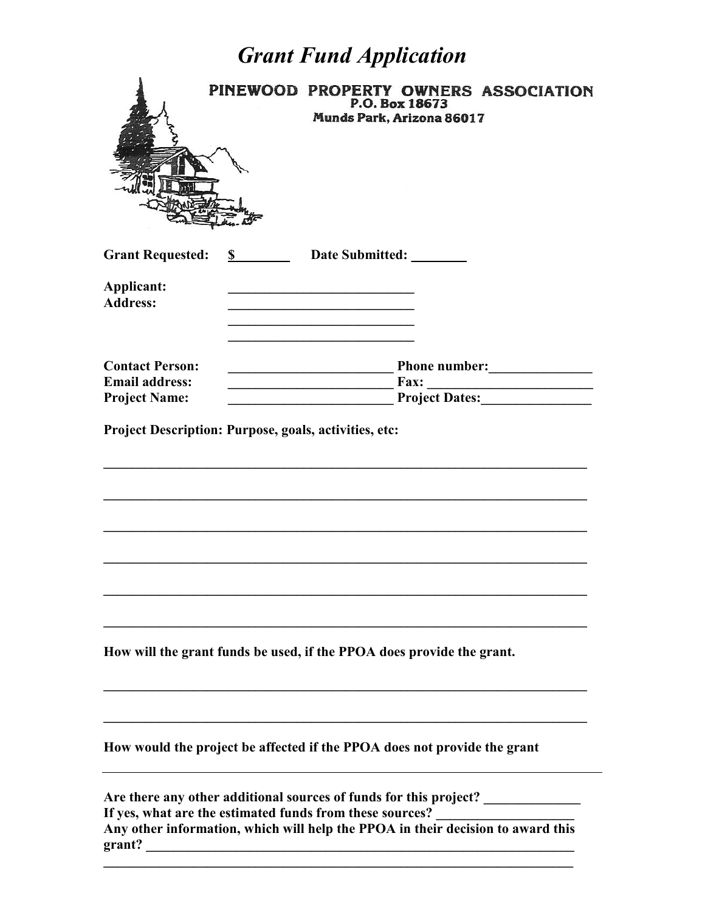# *Grant Fund Application*

**PINEWOOD PROPERTY OWNERS ASSOCIATION**
**P.O. Box 18673**
**Munds Park, Arizona 86017**

**Grant Requested:** **$________** **Date Submitted: ________**

**Applicant:** ____________________________
**Address:** ____________________________
____________________________
____________________________

**Contact Person:** ________________________ **Phone number:**_______________
**Email address:** ________________________ **Fax:** ________________________
**Project Name:** ________________________ **Project Dates:**________________

**Project Description: Purpose, goals, activities, etc:**

______________________________________________________________________

______________________________________________________________________

______________________________________________________________________

______________________________________________________________________

______________________________________________________________________

______________________________________________________________________

**How will the grant funds be used, if the PPOA does provide the grant.**

______________________________________________________________________

______________________________________________________________________

**How would the project be affected if the PPOA does not provide the grant**

______________________________________________________________________

**Are there any other additional sources of funds for this project?** ______________
**If yes, what are the estimated funds from these sources?** ____________________
**Any other information, which will help the PPOA in their decision to award this grant?** ______________________________________________________________
______________________________________________________________________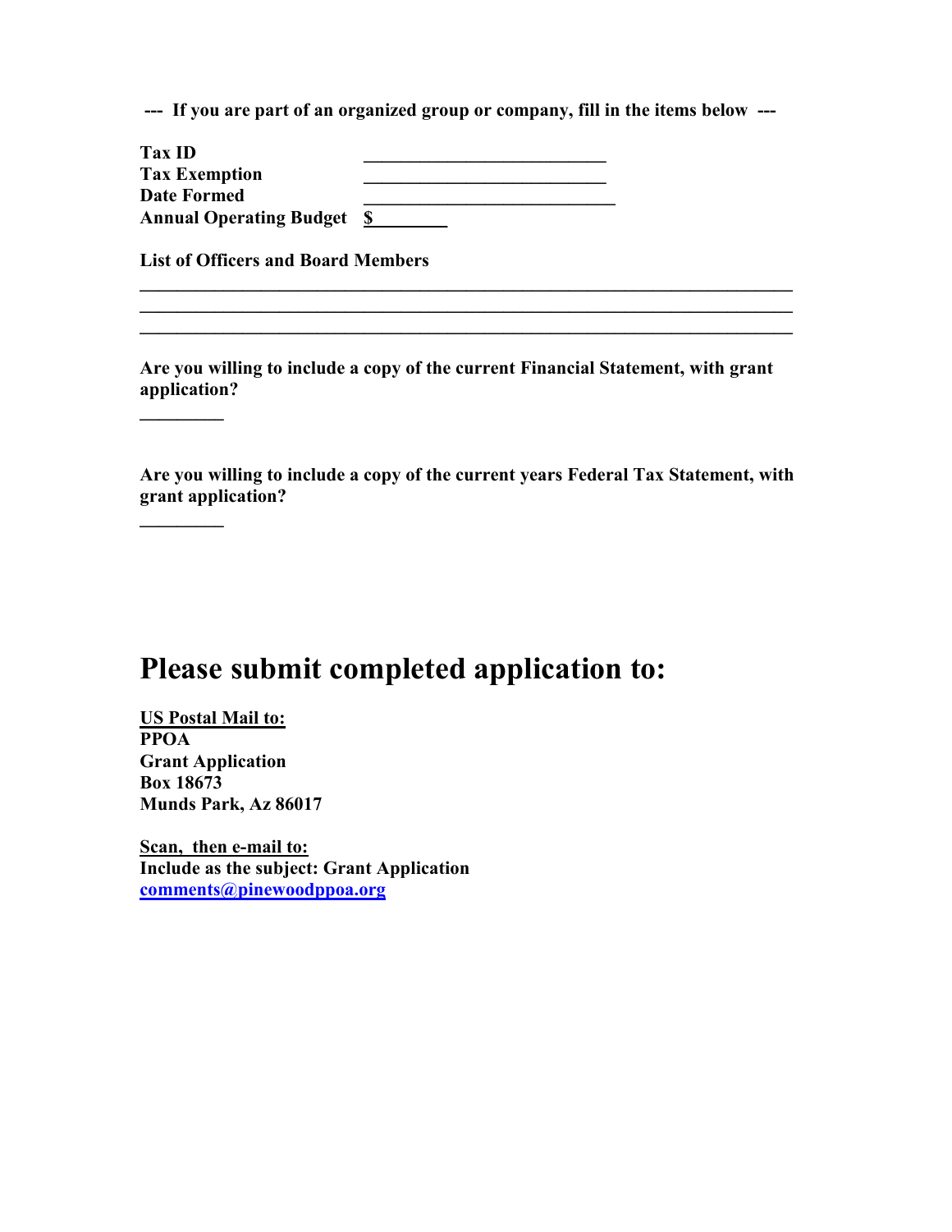**--- If you are part of an organized group or company, fill in the items below ---**

**Tax ID** ___________________________

**Tax Exemption** ___________________________

**Date Formed** ____________________________

**Annual Operating Budget** $_________

**List of Officers and Board Members**

__________________________________________________________________________

__________________________________________________________________________

__________________________________________________________________________

**Are you willing to include a copy of the current Financial Statement, with grant application?**

_________

**Are you willing to include a copy of the current years Federal Tax Statement, with grant application?**

_________

# Please submit completed application to:

**US Postal Mail to:**
**PPOA**
**Grant Application**
**Box 18673**
**Munds Park, Az 86017**

**Scan, then e-mail to:**
**Include as the subject: Grant Application**
**comments@pinewoodppoa.org**